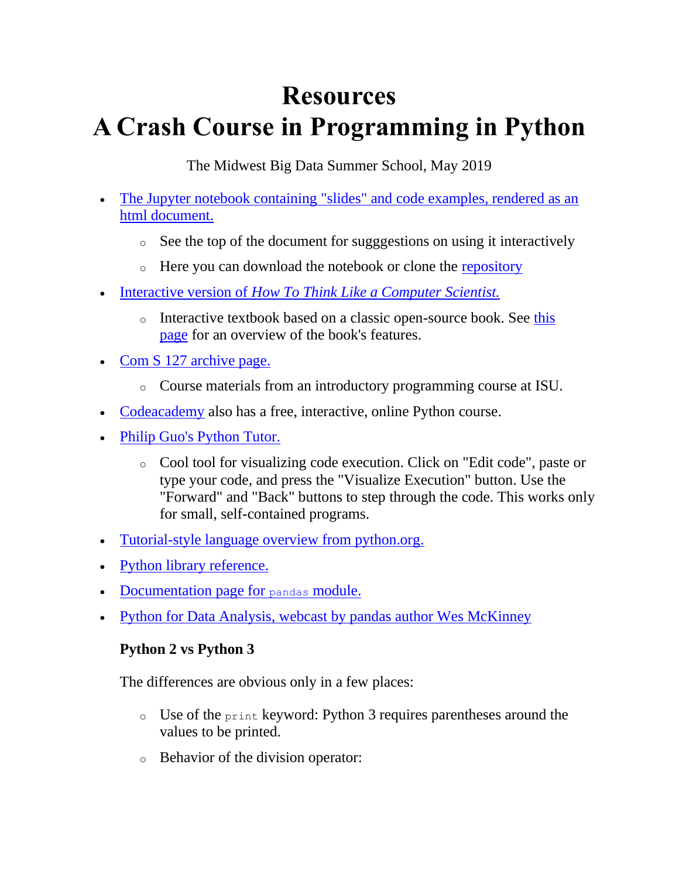# Resources
# A Crash Course in Programming in Python

The Midwest Big Data Summer School, May 2019

- The Jupyter notebook containing "slides" and code examples, rendered as an html document.
  - See the top of the document for sugggestions on using it interactively
  - Here you can download the notebook or clone the repository
- Interactive version of *How To Think Like a Computer Scientist.*
  - Interactive textbook based on a classic open-source book. See this page for an overview of the book's features.
- Com S 127 archive page.
  - Course materials from an introductory programming course at ISU.
- Codeacademy also has a free, interactive, online Python course.
- Philip Guo's Python Tutor.
  - Cool tool for visualizing code execution. Click on "Edit code", paste or type your code, and press the "Visualize Execution" button. Use the "Forward" and "Back" buttons to step through the code. This works only for small, self-contained programs.
- Tutorial-style language overview from python.org.
- Python library reference.
- Documentation page for `pandas` module.
- Python for Data Analysis, webcast by pandas author Wes McKinney

**Python 2 vs Python 3**

The differences are obvious only in a few places:

- Use of the `print` keyword: Python 3 requires parentheses around the values to be printed.
- Behavior of the division operator: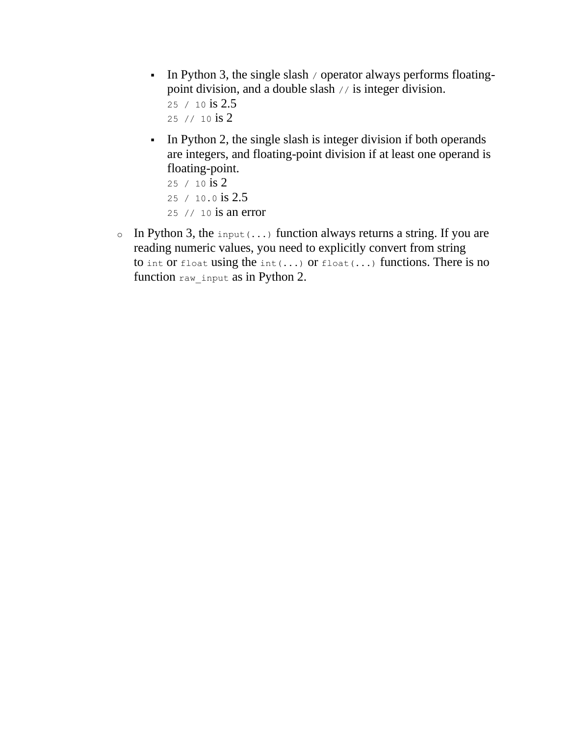- In Python 3, the single slash `/` operator always performs floating-point division, and a double slash `//` is integer division.
      `25 / 10` is 2.5
      `25 // 10` is 2
    - In Python 2, the single slash is integer division if both operands are integers, and floating-point division if at least one operand is floating-point.
      `25 / 10` is 2
      `25 / 10.0` is 2.5
      `25 // 10` is an error
  - In Python 3, the `input(...)` function always returns a string. If you are reading numeric values, you need to explicitly convert from string to `int` or `float` using the `int(...)` or `float(...)` functions. There is no function `raw_input` as in Python 2.